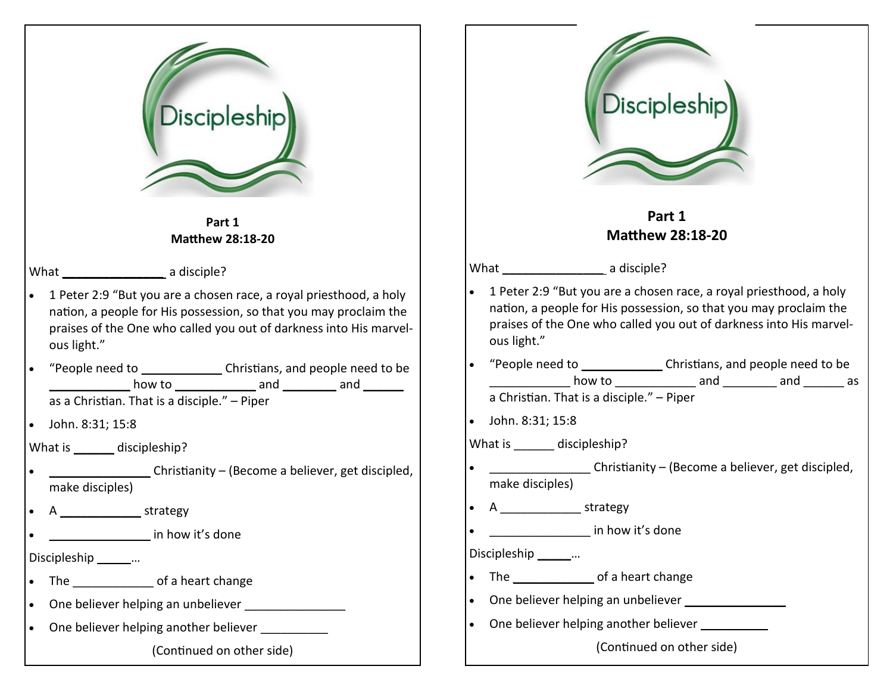Discipleship

**Part 1**
**Matthew 28:18-20**

What ________________ a disciple?

- 1 Peter 2:9 "But you are a chosen race, a royal priesthood, a holy nation, a people for His possession, so that you may proclaim the praises of the One who called you out of darkness into His marvelous light."
- "People need to ____________ Christians, and people need to be ____________ how to ____________ and ________ and ______ as a Christian. That is a disciple." – Piper
- John. 8:31; 15:8

What is ______ discipleship?

- ________________ Christianity – (Become a believer, get discipled, make disciples)
- A ____________ strategy
- ________________ in how it's done

Discipleship _____…

- The ____________ of a heart change
- One believer helping an unbeliever ________________
- One believer helping another believer __________

(Continued on other side)

Discipleship

**Part 1**
**Matthew 28:18-20**

What ________________ a disciple?

- 1 Peter 2:9 "But you are a chosen race, a royal priesthood, a holy nation, a people for His possession, so that you may proclaim the praises of the One who called you out of darkness into His marvelous light."
- "People need to ____________ Christians, and people need to be ____________ how to ____________ and ________ and ______ as a Christian. That is a disciple." – Piper
- John. 8:31; 15:8

What is ______ discipleship?

- ________________ Christianity – (Become a believer, get discipled, make disciples)
- A ____________ strategy
- ________________ in how it's done

Discipleship _____…

- The ____________ of a heart change
- One believer helping an unbeliever ________________
- One believer helping another believer __________

(Continued on other side)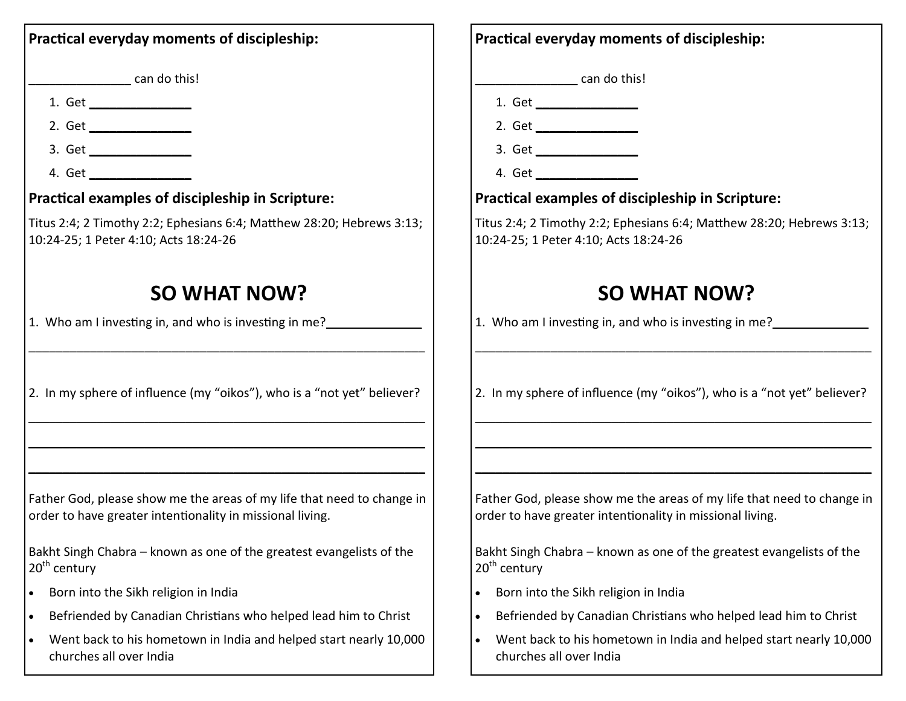**Practical everyday moments of discipleship:**

_______________ can do this!

1. Get _______________
2. Get _______________
3. Get _______________
4. Get _______________

**Practical examples of discipleship in Scripture:**

Titus 2:4; 2 Timothy 2:2; Ephesians 6:4; Matthew 28:20; Hebrews 3:13; 10:24-25; 1 Peter 4:10; Acts 18:24-26

## SO WHAT NOW?

1. Who am I investing in, and who is investing in me?_______________

_______________________________________________________________

2. In my sphere of influence (my "oikos"), who is a "not yet" believer?

_______________________________________________________________

_______________________________________________________________

_______________________________________________________________

Father God, please show me the areas of my life that need to change in order to have greater intentionality in missional living.

Bakht Singh Chabra – known as one of the greatest evangelists of the 20th century

- Born into the Sikh religion in India
- Befriended by Canadian Christians who helped lead him to Christ
- Went back to his hometown in India and helped start nearly 10,000 churches all over India

**Practical everyday moments of discipleship:**

_______________ can do this!

1. Get _______________
2. Get _______________
3. Get _______________
4. Get _______________

**Practical examples of discipleship in Scripture:**

Titus 2:4; 2 Timothy 2:2; Ephesians 6:4; Matthew 28:20; Hebrews 3:13; 10:24-25; 1 Peter 4:10; Acts 18:24-26

## SO WHAT NOW?

1. Who am I investing in, and who is investing in me?_______________

_______________________________________________________________

2. In my sphere of influence (my "oikos"), who is a "not yet" believer?

_______________________________________________________________

_______________________________________________________________

_______________________________________________________________

Father God, please show me the areas of my life that need to change in order to have greater intentionality in missional living.

Bakht Singh Chabra – known as one of the greatest evangelists of the 20th century

- Born into the Sikh religion in India
- Befriended by Canadian Christians who helped lead him to Christ
- Went back to his hometown in India and helped start nearly 10,000 churches all over India